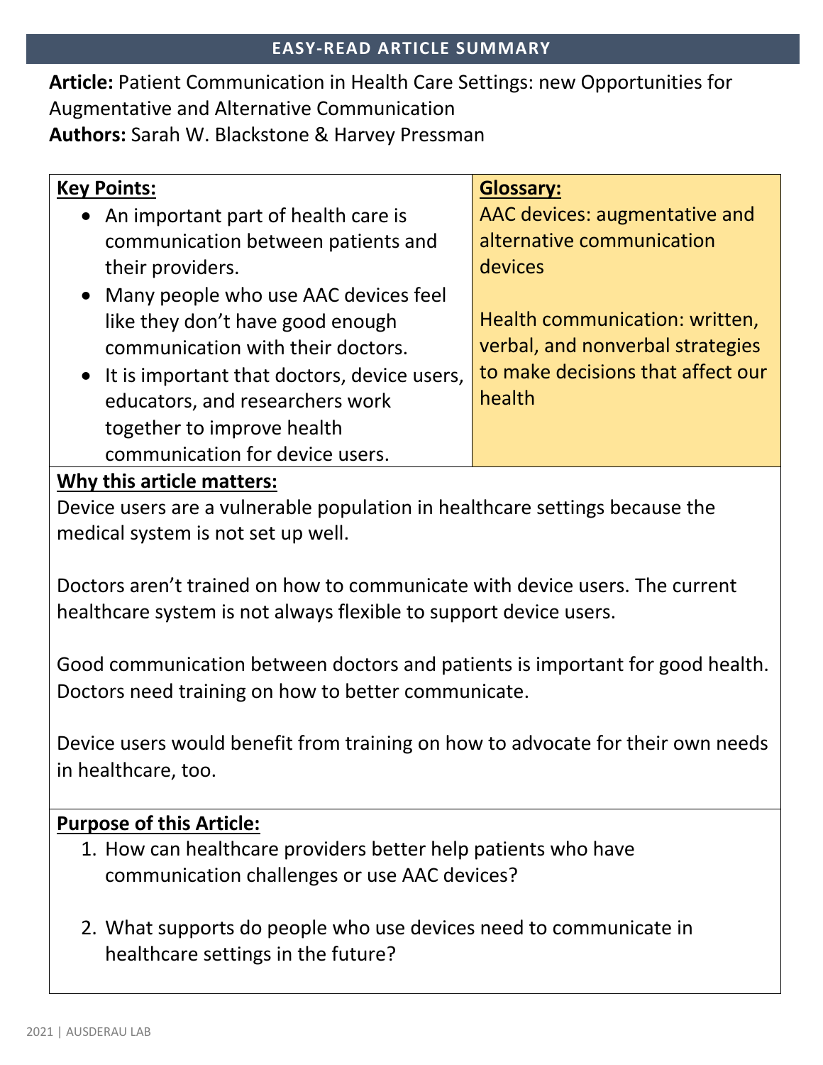# EASY-READ ARTICLE SUMMARY

**Article:** Patient Communication in Health Care Settings: new Opportunities for Augmentative and Alternative Communication
**Authors:** Sarah W. Blackstone & Harvey Pressman

## Key Points:

- An important part of health care is communication between patients and their providers.
- Many people who use AAC devices feel like they don't have good enough communication with their doctors.
- It is important that doctors, device users, educators, and researchers work together to improve health communication for device users.

## Glossary:

AAC devices: augmentative and alternative communication devices

Health communication: written, verbal, and nonverbal strategies to make decisions that affect our health

## Why this article matters:

Device users are a vulnerable population in healthcare settings because the medical system is not set up well.

Doctors aren't trained on how to communicate with device users. The current healthcare system is not always flexible to support device users.

Good communication between doctors and patients is important for good health. Doctors need training on how to better communicate.

Device users would benefit from training on how to advocate for their own needs in healthcare, too.

## Purpose of this Article:

1. How can healthcare providers better help patients who have communication challenges or use AAC devices?

2. What supports do people who use devices need to communicate in healthcare settings in the future?

2021 | AUSDERAU LAB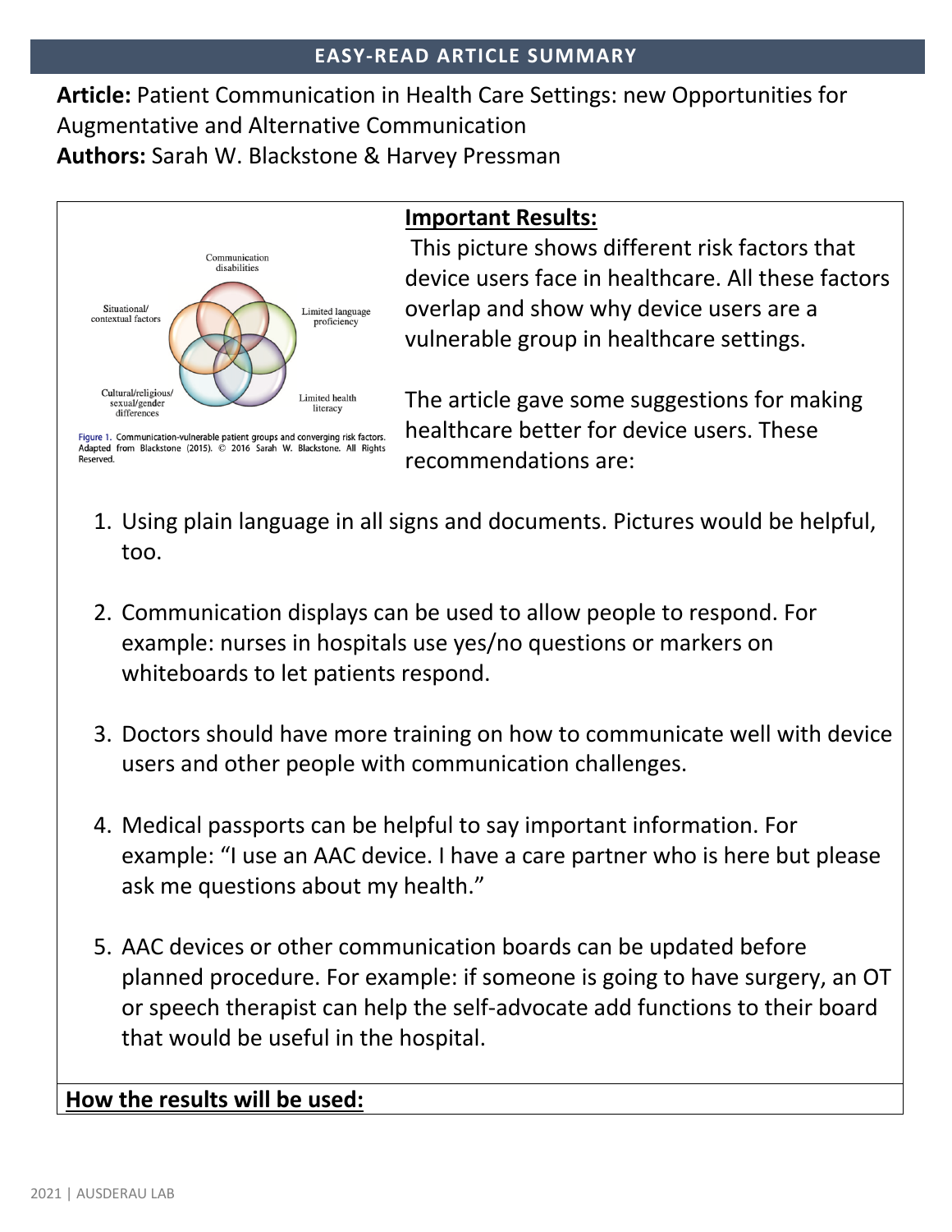## EASY-READ ARTICLE SUMMARY

**Article:** Patient Communication in Health Care Settings: new Opportunities for Augmentative and Alternative Communication
**Authors:** Sarah W. Blackstone & Harvey Pressman

Communication disabilities

Situational/ contextual factors

Limited language proficiency

Cultural/religious/ sexual/gender differences

Limited health literacy

Figure 1. Communication-vulnerable patient groups and converging risk factors. Adapted from Blackstone (2015). © 2016 Sarah W. Blackstone. All Rights Reserved.

**Important Results:**

This picture shows different risk factors that device users face in healthcare. All these factors overlap and show why device users are a vulnerable group in healthcare settings.

The article gave some suggestions for making healthcare better for device users. These recommendations are:

1. Using plain language in all signs and documents. Pictures would be helpful, too.

2. Communication displays can be used to allow people to respond. For example: nurses in hospitals use yes/no questions or markers on whiteboards to let patients respond.

3. Doctors should have more training on how to communicate well with device users and other people with communication challenges.

4. Medical passports can be helpful to say important information. For example: "I use an AAC device. I have a care partner who is here but please ask me questions about my health."

5. AAC devices or other communication boards can be updated before planned procedure. For example: if someone is going to have surgery, an OT or speech therapist can help the self-advocate add functions to their board that would be useful in the hospital.

**How the results will be used:**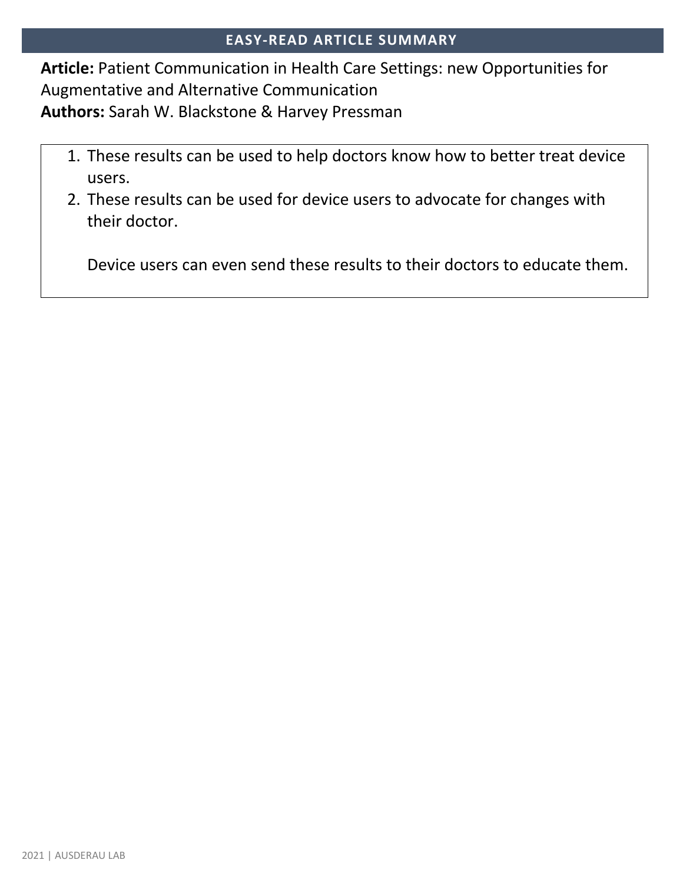**EASY-READ ARTICLE SUMMARY**

**Article:** Patient Communication in Health Care Settings: new Opportunities for Augmentative and Alternative Communication
**Authors:** Sarah W. Blackstone & Harvey Pressman

1. These results can be used to help doctors know how to better treat device users.
2. These results can be used for device users to advocate for changes with their doctor.

   Device users can even send these results to their doctors to educate them.